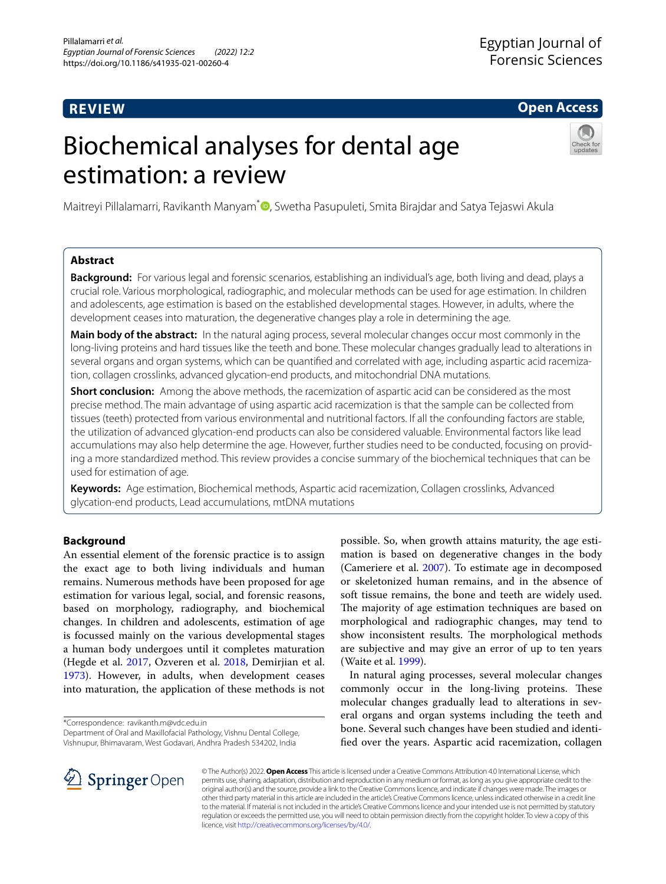REVIEW

Open Access

# Biochemical analyses for dental age estimation: a review

Maitreyi Pillalamarri, Ravikanth Manyam*, Swetha Pasupuleti, Smita Birajdar and Satya Tejaswi Akula

## Abstract

**Background:** For various legal and forensic scenarios, establishing an individual's age, both living and dead, plays a crucial role. Various morphological, radiographic, and molecular methods can be used for age estimation. In children and adolescents, age estimation is based on the established developmental stages. However, in adults, where the development ceases into maturation, the degenerative changes play a role in determining the age.

**Main body of the abstract:** In the natural aging process, several molecular changes occur most commonly in the long-living proteins and hard tissues like the teeth and bone. These molecular changes gradually lead to alterations in several organs and organ systems, which can be quantified and correlated with age, including aspartic acid racemization, collagen crosslinks, advanced glycation-end products, and mitochondrial DNA mutations.

**Short conclusion:** Among the above methods, the racemization of aspartic acid can be considered as the most precise method. The main advantage of using aspartic acid racemization is that the sample can be collected from tissues (teeth) protected from various environmental and nutritional factors. If all the confounding factors are stable, the utilization of advanced glycation-end products can also be considered valuable. Environmental factors like lead accumulations may also help determine the age. However, further studies need to be conducted, focusing on providing a more standardized method. This review provides a concise summary of the biochemical techniques that can be used for estimation of age.

**Keywords:** Age estimation, Biochemical methods, Aspartic acid racemization, Collagen crosslinks, Advanced glycation-end products, Lead accumulations, mtDNA mutations

## Background

An essential element of the forensic practice is to assign the exact age to both living individuals and human remains. Numerous methods have been proposed for age estimation for various legal, social, and forensic reasons, based on morphology, radiography, and biochemical changes. In children and adolescents, estimation of age is focussed mainly on the various developmental stages a human body undergoes until it completes maturation (Hegde et al. 2017, Ozveren et al. 2018, Demirjian et al. 1973). However, in adults, when development ceases into maturation, the application of these methods is not possible. So, when growth attains maturity, the age estimation is based on degenerative changes in the body (Cameriere et al. 2007). To estimate age in decomposed or skeletonized human remains, and in the absence of soft tissue remains, the bone and teeth are widely used. The majority of age estimation techniques are based on morphological and radiographic changes, may tend to show inconsistent results. The morphological methods are subjective and may give an error of up to ten years (Waite et al. 1999).

In natural aging processes, several molecular changes commonly occur in the long-living proteins. These molecular changes gradually lead to alterations in several organs and organ systems including the teeth and bone. Several such changes have been studied and identified over the years. Aspartic acid racemization, collagen

*Correspondence: ravikanth.m@vdc.edu.in
Department of Oral and Maxillofacial Pathology, Vishnu Dental College, Vishnupur, Bhimavaram, West Godavari, Andhra Pradesh 534202, India

© The Author(s) 2022. **Open Access** This article is licensed under a Creative Commons Attribution 4.0 International License, which permits use, sharing, adaptation, distribution and reproduction in any medium or format, as long as you give appropriate credit to the original author(s) and the source, provide a link to the Creative Commons licence, and indicate if changes were made. The images or other third party material in this article are included in the article's Creative Commons licence, unless indicated otherwise in a credit line to the material. If material is not included in the article's Creative Commons licence and your intended use is not permitted by statutory regulation or exceeds the permitted use, you will need to obtain permission directly from the copyright holder. To view a copy of this licence, visit http://creativecommons.org/licenses/by/4.0/.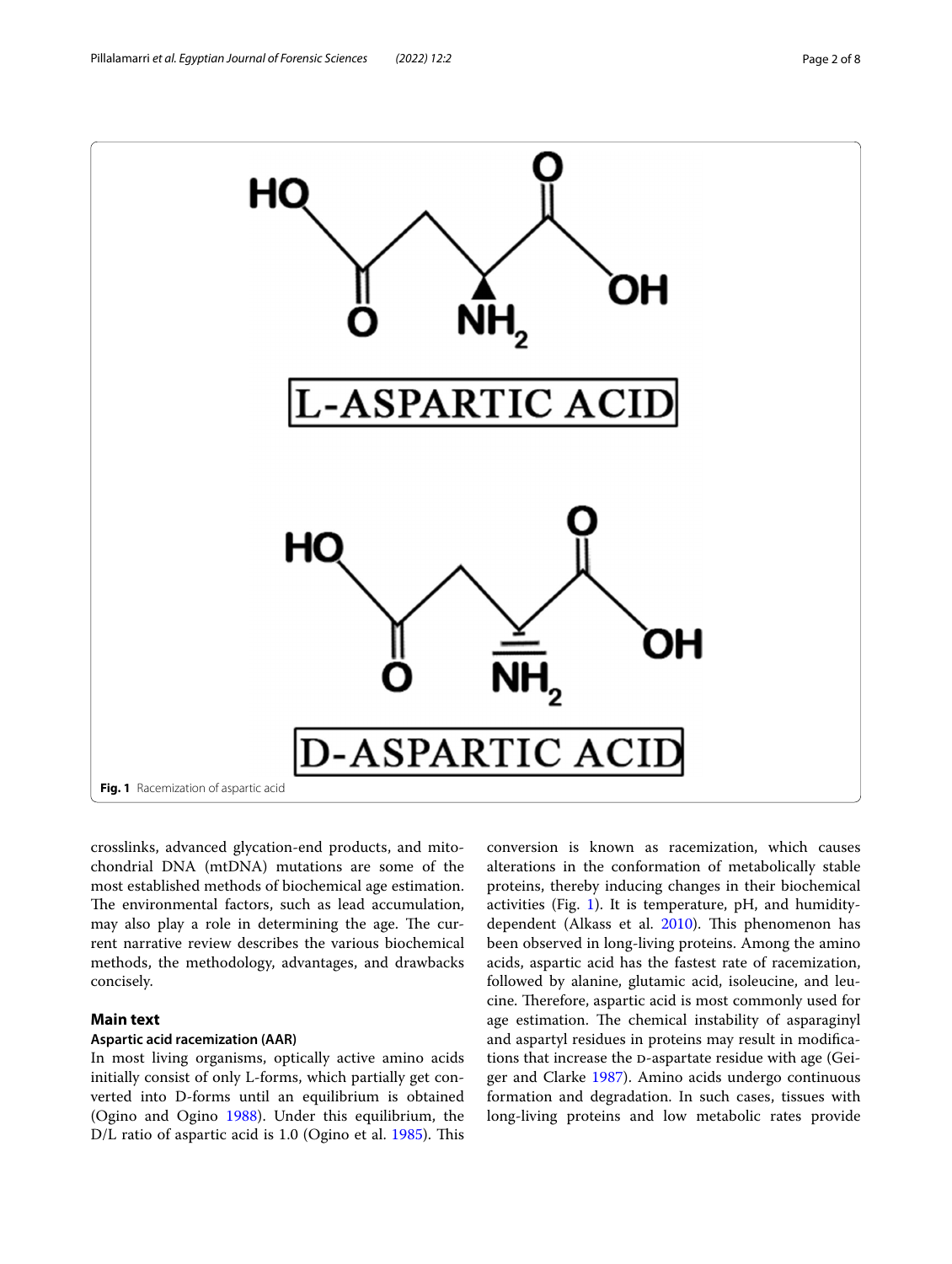L-ASPARTIC ACID

D-ASPARTIC ACID

**Fig. 1** Racemization of aspartic acid

crosslinks, advanced glycation-end products, and mitochondrial DNA (mtDNA) mutations are some of the most established methods of biochemical age estimation. The environmental factors, such as lead accumulation, may also play a role in determining the age. The current narrative review describes the various biochemical methods, the methodology, advantages, and drawbacks concisely.

## Main text

### Aspartic acid racemization (AAR)

In most living organisms, optically active amino acids initially consist of only L-forms, which partially get converted into D-forms until an equilibrium is obtained (Ogino and Ogino 1988). Under this equilibrium, the D/L ratio of aspartic acid is 1.0 (Ogino et al. 1985). This conversion is known as racemization, which causes alterations in the conformation of metabolically stable proteins, thereby inducing changes in their biochemical activities (Fig. 1). It is temperature, pH, and humidity-dependent (Alkass et al. 2010). This phenomenon has been observed in long-living proteins. Among the amino acids, aspartic acid has the fastest rate of racemization, followed by alanine, glutamic acid, isoleucine, and leucine. Therefore, aspartic acid is most commonly used for age estimation. The chemical instability of asparaginyl and aspartyl residues in proteins may result in modifications that increase the D-aspartate residue with age (Geiger and Clarke 1987). Amino acids undergo continuous formation and degradation. In such cases, tissues with long-living proteins and low metabolic rates provide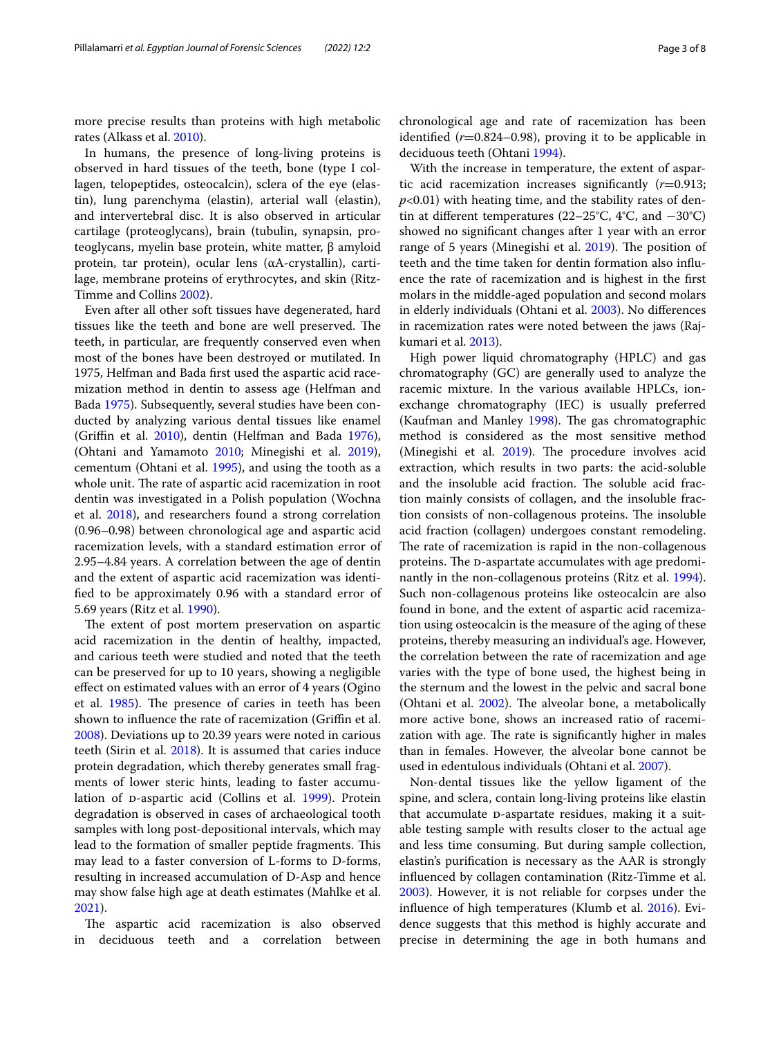more precise results than proteins with high metabolic rates (Alkass et al. 2010).

In humans, the presence of long-living proteins is observed in hard tissues of the teeth, bone (type I collagen, telopeptides, osteocalcin), sclera of the eye (elastin), lung parenchyma (elastin), arterial wall (elastin), and intervertebral disc. It is also observed in articular cartilage (proteoglycans), brain (tubulin, synapsin, proteoglycans, myelin base protein, white matter, β amyloid protein, tar protein), ocular lens (αA-crystallin), cartilage, membrane proteins of erythrocytes, and skin (Ritz-Timme and Collins 2002).

Even after all other soft tissues have degenerated, hard tissues like the teeth and bone are well preserved. The teeth, in particular, are frequently conserved even when most of the bones have been destroyed or mutilated. In 1975, Helfman and Bada first used the aspartic acid racemization method in dentin to assess age (Helfman and Bada 1975). Subsequently, several studies have been conducted by analyzing various dental tissues like enamel (Griffin et al. 2010), dentin (Helfman and Bada 1976), (Ohtani and Yamamoto 2010; Minegishi et al. 2019), cementum (Ohtani et al. 1995), and using the tooth as a whole unit. The rate of aspartic acid racemization in root dentin was investigated in a Polish population (Wochna et al. 2018), and researchers found a strong correlation (0.96–0.98) between chronological age and aspartic acid racemization levels, with a standard estimation error of 2.95–4.84 years. A correlation between the age of dentin and the extent of aspartic acid racemization was identified to be approximately 0.96 with a standard error of 5.69 years (Ritz et al. 1990).

The extent of post mortem preservation on aspartic acid racemization in the dentin of healthy, impacted, and carious teeth were studied and noted that the teeth can be preserved for up to 10 years, showing a negligible effect on estimated values with an error of 4 years (Ogino et al. 1985). The presence of caries in teeth has been shown to influence the rate of racemization (Griffin et al. 2008). Deviations up to 20.39 years were noted in carious teeth (Sirin et al. 2018). It is assumed that caries induce protein degradation, which thereby generates small fragments of lower steric hints, leading to faster accumulation of D-aspartic acid (Collins et al. 1999). Protein degradation is observed in cases of archaeological tooth samples with long post-depositional intervals, which may lead to the formation of smaller peptide fragments. This may lead to a faster conversion of L-forms to D-forms, resulting in increased accumulation of D-Asp and hence may show false high age at death estimates (Mahlke et al. 2021).

The aspartic acid racemization is also observed in deciduous teeth and a correlation between chronological age and rate of racemization has been identified ($r$=0.824–0.98), proving it to be applicable in deciduous teeth (Ohtani 1994).

With the increase in temperature, the extent of aspartic acid racemization increases significantly ($r$=0.913; $p$<0.01) with heating time, and the stability rates of dentin at different temperatures (22–25°C, 4°C, and −30°C) showed no significant changes after 1 year with an error range of 5 years (Minegishi et al. 2019). The position of teeth and the time taken for dentin formation also influence the rate of racemization and is highest in the first molars in the middle-aged population and second molars in elderly individuals (Ohtani et al. 2003). No differences in racemization rates were noted between the jaws (Rajkumari et al. 2013).

High power liquid chromatography (HPLC) and gas chromatography (GC) are generally used to analyze the racemic mixture. In the various available HPLCs, ion-exchange chromatography (IEC) is usually preferred (Kaufman and Manley 1998). The gas chromatographic method is considered as the most sensitive method (Minegishi et al. 2019). The procedure involves acid extraction, which results in two parts: the acid-soluble and the insoluble acid fraction. The soluble acid fraction mainly consists of collagen, and the insoluble fraction consists of non-collagenous proteins. The insoluble acid fraction (collagen) undergoes constant remodeling. The rate of racemization is rapid in the non-collagenous proteins. The D-aspartate accumulates with age predominantly in the non-collagenous proteins (Ritz et al. 1994). Such non-collagenous proteins like osteocalcin are also found in bone, and the extent of aspartic acid racemization using osteocalcin is the measure of the aging of these proteins, thereby measuring an individual's age. However, the correlation between the rate of racemization and age varies with the type of bone used, the highest being in the sternum and the lowest in the pelvic and sacral bone (Ohtani et al. 2002). The alveolar bone, a metabolically more active bone, shows an increased ratio of racemization with age. The rate is significantly higher in males than in females. However, the alveolar bone cannot be used in edentulous individuals (Ohtani et al. 2007).

Non-dental tissues like the yellow ligament of the spine, and sclera, contain long-living proteins like elastin that accumulate D-aspartate residues, making it a suitable testing sample with results closer to the actual age and less time consuming. But during sample collection, elastin's purification is necessary as the AAR is strongly influenced by collagen contamination (Ritz-Timme et al. 2003). However, it is not reliable for corpses under the influence of high temperatures (Klumb et al. 2016). Evidence suggests that this method is highly accurate and precise in determining the age in both humans and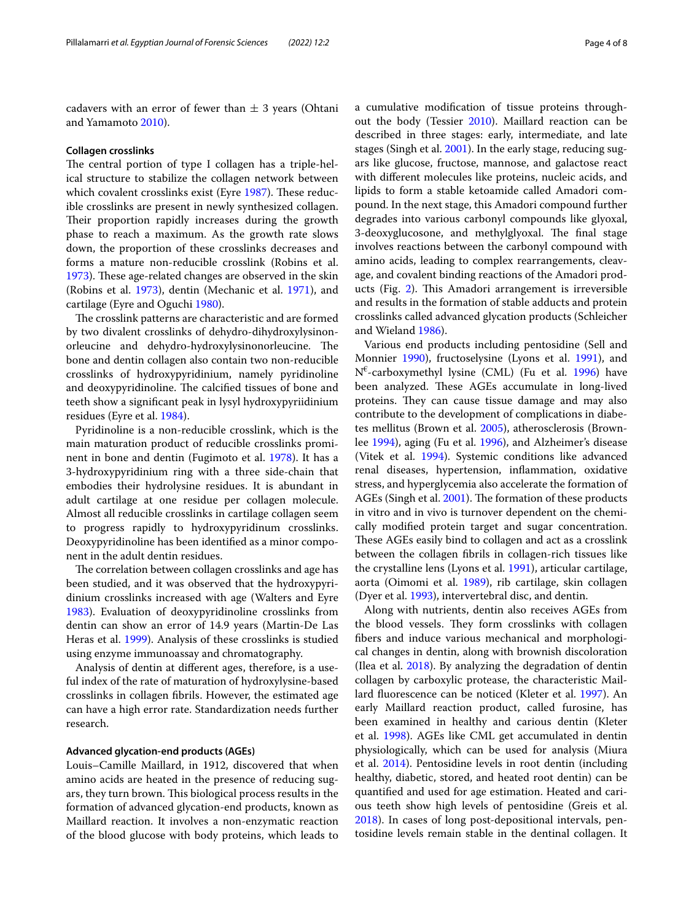cadavers with an error of fewer than ± 3 years (Ohtani and Yamamoto 2010).

#### Collagen crosslinks

The central portion of type I collagen has a triple-helical structure to stabilize the collagen network between which covalent crosslinks exist (Eyre 1987). These reducible crosslinks are present in newly synthesized collagen. Their proportion rapidly increases during the growth phase to reach a maximum. As the growth rate slows down, the proportion of these crosslinks decreases and forms a mature non-reducible crosslink (Robins et al. 1973). These age-related changes are observed in the skin (Robins et al. 1973), dentin (Mechanic et al. 1971), and cartilage (Eyre and Oguchi 1980).

The crosslink patterns are characteristic and are formed by two divalent crosslinks of dehydro-dihydroxylysinonorleucine and dehydro-hydroxylysinonorleucine. The bone and dentin collagen also contain two non-reducible crosslinks of hydroxypyridinium, namely pyridinoline and deoxypyridinoline. The calcified tissues of bone and teeth show a significant peak in lysyl hydroxypyriidinium residues (Eyre et al. 1984).

Pyridinoline is a non-reducible crosslink, which is the main maturation product of reducible crosslinks prominent in bone and dentin (Fugimoto et al. 1978). It has a 3-hydroxypyridinium ring with a three side-chain that embodies their hydrolysine residues. It is abundant in adult cartilage at one residue per collagen molecule. Almost all reducible crosslinks in cartilage collagen seem to progress rapidly to hydroxypyridinum crosslinks. Deoxypyridinoline has been identified as a minor component in the adult dentin residues.

The correlation between collagen crosslinks and age has been studied, and it was observed that the hydroxypyridinium crosslinks increased with age (Walters and Eyre 1983). Evaluation of deoxypyridinoline crosslinks from dentin can show an error of 14.9 years (Martin-De Las Heras et al. 1999). Analysis of these crosslinks is studied using enzyme immunoassay and chromatography.

Analysis of dentin at different ages, therefore, is a useful index of the rate of maturation of hydroxylysine-based crosslinks in collagen fibrils. However, the estimated age can have a high error rate. Standardization needs further research.

#### Advanced glycation-end products (AGEs)

Louis–Camille Maillard, in 1912, discovered that when amino acids are heated in the presence of reducing sugars, they turn brown. This biological process results in the formation of advanced glycation-end products, known as Maillard reaction. It involves a non-enzymatic reaction of the blood glucose with body proteins, which leads to a cumulative modification of tissue proteins throughout the body (Tessier 2010). Maillard reaction can be described in three stages: early, intermediate, and late stages (Singh et al. 2001). In the early stage, reducing sugars like glucose, fructose, mannose, and galactose react with different molecules like proteins, nucleic acids, and lipids to form a stable ketoamide called Amadori compound. In the next stage, this Amadori compound further degrades into various carbonyl compounds like glyoxal, 3-deoxyglucosone, and methylglyoxal. The final stage involves reactions between the carbonyl compound with amino acids, leading to complex rearrangements, cleavage, and covalent binding reactions of the Amadori products (Fig. 2). This Amadori arrangement is irreversible and results in the formation of stable adducts and protein crosslinks called advanced glycation products (Schleicher and Wieland 1986).

Various end products including pentosidine (Sell and Monnier 1990), fructoselysine (Lyons et al. 1991), and $N^{\epsilon}$-carboxymethyl lysine (CML) (Fu et al. 1996) have been analyzed. These AGEs accumulate in long-lived proteins. They can cause tissue damage and may also contribute to the development of complications in diabetes mellitus (Brown et al. 2005), atherosclerosis (Brownlee 1994), aging (Fu et al. 1996), and Alzheimer's disease (Vitek et al. 1994). Systemic conditions like advanced renal diseases, hypertension, inflammation, oxidative stress, and hyperglycemia also accelerate the formation of AGEs (Singh et al. 2001). The formation of these products in vitro and in vivo is turnover dependent on the chemically modified protein target and sugar concentration. These AGEs easily bind to collagen and act as a crosslink between the collagen fibrils in collagen-rich tissues like the crystalline lens (Lyons et al. 1991), articular cartilage, aorta (Oimomi et al. 1989), rib cartilage, skin collagen (Dyer et al. 1993), intervertebral disc, and dentin.

Along with nutrients, dentin also receives AGEs from the blood vessels. They form crosslinks with collagen fibers and induce various mechanical and morphological changes in dentin, along with brownish discoloration (Ilea et al. 2018). By analyzing the degradation of dentin collagen by carboxylic protease, the characteristic Maillard fluorescence can be noticed (Kleter et al. 1997). An early Maillard reaction product, called furosine, has been examined in healthy and carious dentin (Kleter et al. 1998). AGEs like CML get accumulated in dentin physiologically, which can be used for analysis (Miura et al. 2014). Pentosidine levels in root dentin (including healthy, diabetic, stored, and heated root dentin) can be quantified and used for age estimation. Heated and carious teeth show high levels of pentosidine (Greis et al. 2018). In cases of long post-depositional intervals, pentosidine levels remain stable in the dentinal collagen. It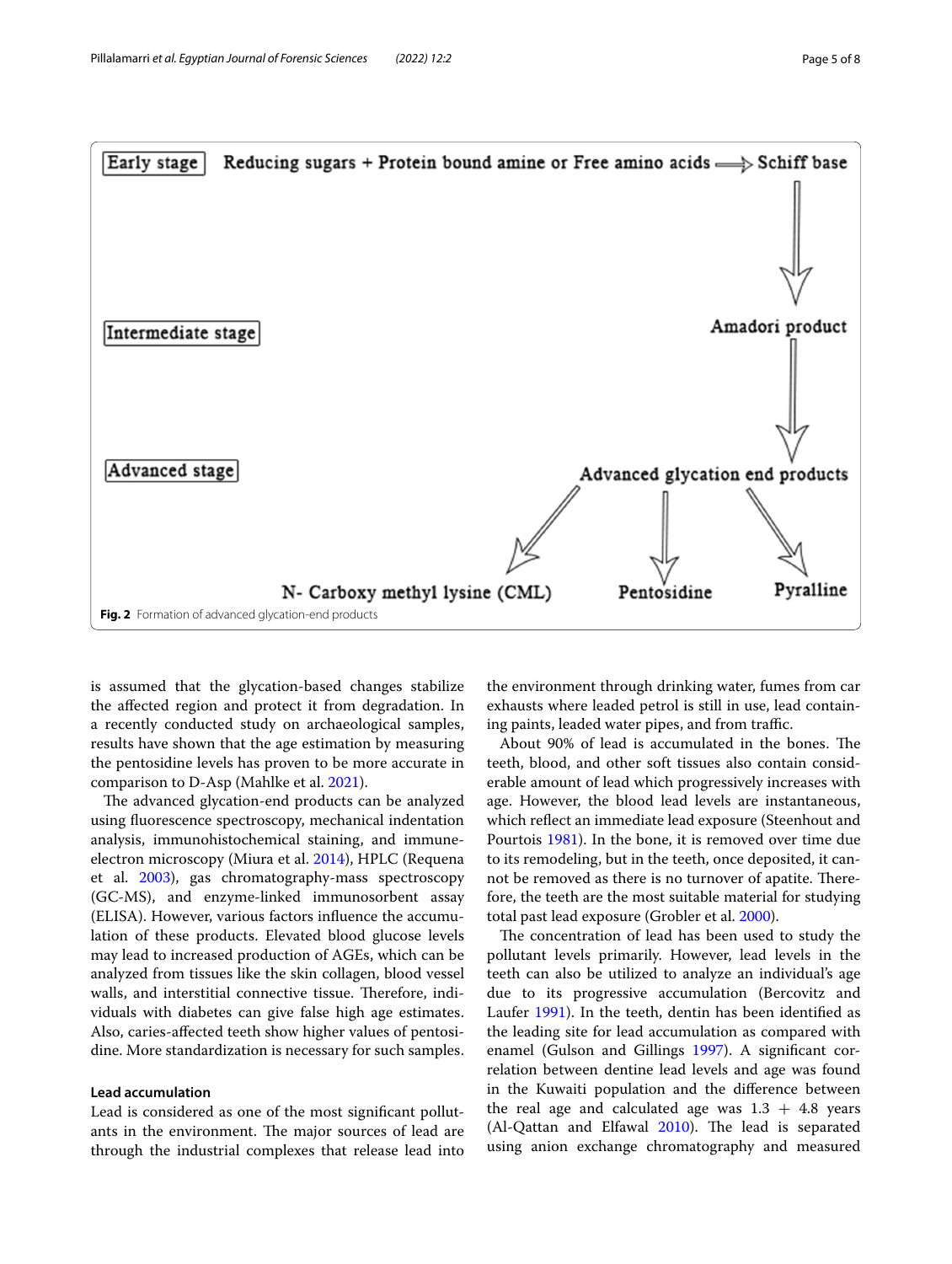Early stage — Reducing sugars + Protein bound amine or Free amino acids ⟹ Schiff base

Intermediate stage — Amadori product

Advanced stage — Advanced glycation end products → N- Carboxy methyl lysine (CML), Pentosidine, Pyralline

**Fig. 2** Formation of advanced glycation-end products

is assumed that the glycation-based changes stabilize the affected region and protect it from degradation. In a recently conducted study on archaeological samples, results have shown that the age estimation by measuring the pentosidine levels has proven to be more accurate in comparison to D-Asp (Mahlke et al. 2021).

The advanced glycation-end products can be analyzed using fluorescence spectroscopy, mechanical indentation analysis, immunohistochemical staining, and immune-electron microscopy (Miura et al. 2014), HPLC (Requena et al. 2003), gas chromatography-mass spectroscopy (GC-MS), and enzyme-linked immunosorbent assay (ELISA). However, various factors influence the accumulation of these products. Elevated blood glucose levels may lead to increased production of AGEs, which can be analyzed from tissues like the skin collagen, blood vessel walls, and interstitial connective tissue. Therefore, individuals with diabetes can give false high age estimates. Also, caries-affected teeth show higher values of pentosidine. More standardization is necessary for such samples.

#### Lead accumulation

Lead is considered as one of the most significant pollutants in the environment. The major sources of lead are through the industrial complexes that release lead into the environment through drinking water, fumes from car exhausts where leaded petrol is still in use, lead containing paints, leaded water pipes, and from traffic.

About 90% of lead is accumulated in the bones. The teeth, blood, and other soft tissues also contain considerable amount of lead which progressively increases with age. However, the blood lead levels are instantaneous, which reflect an immediate lead exposure (Steenhout and Pourtois 1981). In the bone, it is removed over time due to its remodeling, but in the teeth, once deposited, it cannot be removed as there is no turnover of apatite. Therefore, the teeth are the most suitable material for studying total past lead exposure (Grobler et al. 2000).

The concentration of lead has been used to study the pollutant levels primarily. However, lead levels in the teeth can also be utilized to analyze an individual's age due to its progressive accumulation (Bercovitz and Laufer 1991). In the teeth, dentin has been identified as the leading site for lead accumulation as compared with enamel (Gulson and Gillings 1997). A significant correlation between dentine lead levels and age was found in the Kuwaiti population and the difference between the real age and calculated age was 1.3 + 4.8 years (Al-Qattan and Elfawal 2010). The lead is separated using anion exchange chromatography and measured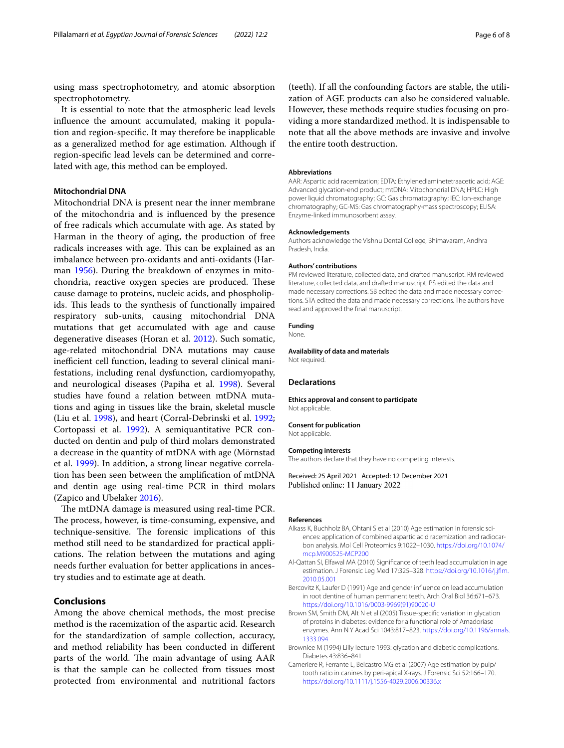using mass spectrophotometry, and atomic absorption spectrophotometry.

It is essential to note that the atmospheric lead levels influence the amount accumulated, making it population and region-specific. It may therefore be inapplicable as a generalized method for age estimation. Although if region-specific lead levels can be determined and correlated with age, this method can be employed.

### Mitochondrial DNA

Mitochondrial DNA is present near the inner membrane of the mitochondria and is influenced by the presence of free radicals which accumulate with age. As stated by Harman in the theory of aging, the production of free radicals increases with age. This can be explained as an imbalance between pro-oxidants and anti-oxidants (Harman 1956). During the breakdown of enzymes in mitochondria, reactive oxygen species are produced. These cause damage to proteins, nucleic acids, and phospholipids. This leads to the synthesis of functionally impaired respiratory sub-units, causing mitochondrial DNA mutations that get accumulated with age and cause degenerative diseases (Horan et al. 2012). Such somatic, age-related mitochondrial DNA mutations may cause inefficient cell function, leading to several clinical manifestations, including renal dysfunction, cardiomyopathy, and neurological diseases (Papiha et al. 1998). Several studies have found a relation between mtDNA mutations and aging in tissues like the brain, skeletal muscle (Liu et al. 1998), and heart (Corral-Debrinski et al. 1992; Cortopassi et al. 1992). A semiquantitative PCR conducted on dentin and pulp of third molars demonstrated a decrease in the quantity of mtDNA with age (Mörnstad et al. 1999). In addition, a strong linear negative correlation has been seen between the amplification of mtDNA and dentin age using real-time PCR in third molars (Zapico and Ubelaker 2016).

The mtDNA damage is measured using real-time PCR. The process, however, is time-consuming, expensive, and technique-sensitive. The forensic implications of this method still need to be standardized for practical applications. The relation between the mutations and aging needs further evaluation for better applications in ancestry studies and to estimate age at death.

## Conclusions

Among the above chemical methods, the most precise method is the racemization of the aspartic acid. Research for the standardization of sample collection, accuracy, and method reliability has been conducted in different parts of the world. The main advantage of using AAR is that the sample can be collected from tissues most protected from environmental and nutritional factors (teeth). If all the confounding factors are stable, the utilization of AGE products can also be considered valuable. However, these methods require studies focusing on providing a more standardized method. It is indispensable to note that all the above methods are invasive and involve the entire tooth destruction.

#### Abbreviations

AAR: Aspartic acid racemization; EDTA: Ethylenediaminetetraacetic acid; AGE: Advanced glycation-end product; mtDNA: Mitochondrial DNA; HPLC: High power liquid chromatography; GC: Gas chromatography; IEC: Ion-exchange chromatography; GC-MS: Gas chromatography-mass spectroscopy; ELISA: Enzyme-linked immunosorbent assay.

#### Acknowledgements

Authors acknowledge the Vishnu Dental College, Bhimavaram, Andhra Pradesh, India.

#### Authors' contributions

PM reviewed literature, collected data, and drafted manuscript. RM reviewed literature, collected data, and drafted manuscript. PS edited the data and made necessary corrections. SB edited the data and made necessary corrections. STA edited the data and made necessary corrections. The authors have read and approved the final manuscript.

#### Funding

None.

#### Availability of data and materials

Not required.

### Declarations

#### Ethics approval and consent to participate

Not applicable.

#### Consent for publication

Not applicable.

#### Competing interests

The authors declare that they have no competing interests.

Received: 25 April 2021 Accepted: 12 December 2021
Published online: 11 January 2022

#### References

Alkass K, Buchholz BA, Ohtani S et al (2010) Age estimation in forensic sciences: application of combined aspartic acid racemization and radiocarbon analysis. Mol Cell Proteomics 9:1022–1030. https://doi.org/10.1074/mcp.M900525-MCP200

Al-Qattan SI, Elfawal MA (2010) Significance of teeth lead accumulation in age estimation. J Forensic Leg Med 17:325–328. https://doi.org/10.1016/j.jflm.2010.05.001

Bercovitz K, Laufer D (1991) Age and gender influence on lead accumulation in root dentine of human permanent teeth. Arch Oral Biol 36:671–673. https://doi.org/10.1016/0003-9969(91)90020-U

Brown SM, Smith DM, Alt N et al (2005) Tissue-specific variation in glycation of proteins in diabetes: evidence for a functional role of Amadoriase enzymes. Ann N Y Acad Sci 1043:817–823. https://doi.org/10.1196/annals.1333.094

Brownlee M (1994) Lilly lecture 1993: glycation and diabetic complications. Diabetes 43:836–841

Cameriere R, Ferrante L, Belcastro MG et al (2007) Age estimation by pulp/tooth ratio in canines by peri-apical X-rays. J Forensic Sci 52:166–170. https://doi.org/10.1111/j.1556-4029.2006.00336.x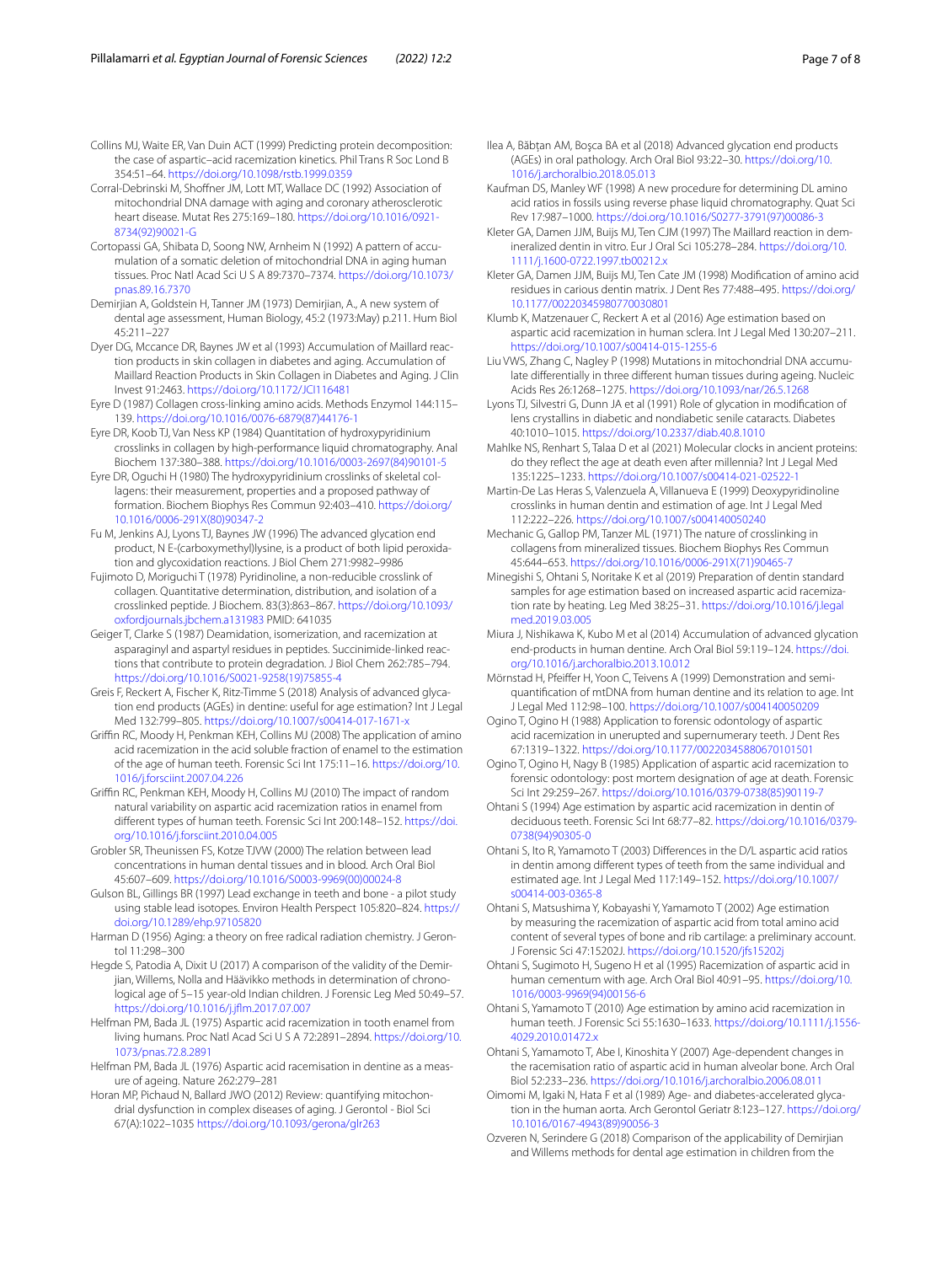Collins MJ, Waite ER, Van Duin ACT (1999) Predicting protein decomposition: the case of aspartic–acid racemization kinetics. Phil Trans R Soc Lond B 354:51–64. https://doi.org/10.1098/rstb.1999.0359

Corral-Debrinski M, Shoffner JM, Lott MT, Wallace DC (1992) Association of mitochondrial DNA damage with aging and coronary atherosclerotic heart disease. Mutat Res 275:169–180. https://doi.org/10.1016/0921-8734(92)90021-G

Cortopassi GA, Shibata D, Soong NW, Arnheim N (1992) A pattern of accumulation of a somatic deletion of mitochondrial DNA in aging human tissues. Proc Natl Acad Sci U S A 89:7370–7374. https://doi.org/10.1073/pnas.89.16.7370

Demirjian A, Goldstein H, Tanner JM (1973) Demirjian, A., A new system of dental age assessment, Human Biology, 45:2 (1973:May) p.211. Hum Biol 45:211–227

Dyer DG, Mccance DR, Baynes JW et al (1993) Accumulation of Maillard reaction products in skin collagen in diabetes and aging. Accumulation of Maillard Reaction Products in Skin Collagen in Diabetes and Aging. J Clin Invest 91:2463. https://doi.org/10.1172/JCI116481

Eyre D (1987) Collagen cross-linking amino acids. Methods Enzymol 144:115–139. https://doi.org/10.1016/0076-6879(87)44176-1

Eyre DR, Koob TJ, Van Ness KP (1984) Quantitation of hydroxypyridinium crosslinks in collagen by high-performance liquid chromatography. Anal Biochem 137:380–388. https://doi.org/10.1016/0003-2697(84)90101-5

Eyre DR, Oguchi H (1980) The hydroxypyridinium crosslinks of skeletal collagens: their measurement, properties and a proposed pathway of formation. Biochem Biophys Res Commun 92:403–410. https://doi.org/10.1016/0006-291X(80)90347-2

Fu M, Jenkins AJ, Lyons TJ, Baynes JW (1996) The advanced glycation end product, N E-(carboxymethyl)lysine, is a product of both lipid peroxidation and glycoxidation reactions. J Biol Chem 271:9982–9986

Fujimoto D, Moriguchi T (1978) Pyridinoline, a non-reducible crosslink of collagen. Quantitative determination, distribution, and isolation of a crosslinked peptide. J Biochem. 83(3):863–867. https://doi.org/10.1093/oxfordjournals.jbchem.a131983 PMID: 641035

Geiger T, Clarke S (1987) Deamidation, isomerization, and racemization at asparaginyl and aspartyl residues in peptides. Succinimide-linked reactions that contribute to protein degradation. J Biol Chem 262:785–794. https://doi.org/10.1016/S0021-9258(19)75855-4

Greis F, Reckert A, Fischer K, Ritz-Timme S (2018) Analysis of advanced glycation end products (AGEs) in dentine: useful for age estimation? Int J Legal Med 132:799–805. https://doi.org/10.1007/s00414-017-1671-x

Griffin RC, Moody H, Penkman KEH, Collins MJ (2008) The application of amino acid racemization in the acid soluble fraction of enamel to the estimation of the age of human teeth. Forensic Sci Int 175:11–16. https://doi.org/10.1016/j.forsciint.2007.04.226

Griffin RC, Penkman KEH, Moody H, Collins MJ (2010) The impact of random natural variability on aspartic acid racemization ratios in enamel from different types of human teeth. Forensic Sci Int 200:148–152. https://doi.org/10.1016/j.forsciint.2010.04.005

Grobler SR, Theunissen FS, Kotze TJVW (2000) The relation between lead concentrations in human dental tissues and in blood. Arch Oral Biol 45:607–609. https://doi.org/10.1016/S0003-9969(00)00024-8

Gulson BL, Gillings BR (1997) Lead exchange in teeth and bone - a pilot study using stable lead isotopes. Environ Health Perspect 105:820–824. https://doi.org/10.1289/ehp.97105820

Harman D (1956) Aging: a theory on free radical radiation chemistry. J Gerontol 11:298–300

Hegde S, Patodia A, Dixit U (2017) A comparison of the validity of the Demirjian, Willems, Nolla and Häävikko methods in determination of chronological age of 5–15 year-old Indian children. J Forensic Leg Med 50:49–57. https://doi.org/10.1016/j.jflm.2017.07.007

Helfman PM, Bada JL (1975) Aspartic acid racemization in tooth enamel from living humans. Proc Natl Acad Sci U S A 72:2891–2894. https://doi.org/10.1073/pnas.72.8.2891

Helfman PM, Bada JL (1976) Aspartic acid racemisation in dentine as a measure of ageing. Nature 262:279–281

Horan MP, Pichaud N, Ballard JWO (2012) Review: quantifying mitochondrial dysfunction in complex diseases of aging. J Gerontol - Biol Sci 67(A):1022–1035 https://doi.org/10.1093/gerona/glr263

Ilea A, Băbţan AM, Boşca BA et al (2018) Advanced glycation end products (AGEs) in oral pathology. Arch Oral Biol 93:22–30. https://doi.org/10.1016/j.archoralbio.2018.05.013

Kaufman DS, Manley WF (1998) A new procedure for determining DL amino acid ratios in fossils using reverse phase liquid chromatography. Quat Sci Rev 17:987–1000. https://doi.org/10.1016/S0277-3791(97)00086-3

Kleter GA, Damen JJM, Buijs MJ, Ten CJM (1997) The Maillard reaction in demineralized dentin in vitro. Eur J Oral Sci 105:278–284. https://doi.org/10.1111/j.1600-0722.1997.tb00212.x

Kleter GA, Damen JJM, Buijs MJ, Ten Cate JM (1998) Modification of amino acid residues in carious dentin matrix. J Dent Res 77:488–495. https://doi.org/10.1177/00220345980770030801

Klumb K, Matzenauer C, Reckert A et al (2016) Age estimation based on aspartic acid racemization in human sclera. Int J Legal Med 130:207–211. https://doi.org/10.1007/s00414-015-1255-6

Liu VWS, Zhang C, Nagley P (1998) Mutations in mitochondrial DNA accumulate differentially in three different human tissues during ageing. Nucleic Acids Res 26:1268–1275. https://doi.org/10.1093/nar/26.5.1268

Lyons TJ, Silvestri G, Dunn JA et al (1991) Role of glycation in modification of lens crystallins in diabetic and nondiabetic senile cataracts. Diabetes 40:1010–1015. https://doi.org/10.2337/diab.40.8.1010

Mahlke NS, Renhart S, Talaa D et al (2021) Molecular clocks in ancient proteins: do they reflect the age at death even after millennia? Int J Legal Med 135:1225–1233. https://doi.org/10.1007/s00414-021-02522-1

Martin-De Las Heras S, Valenzuela A, Villanueva E (1999) Deoxypyridinoline crosslinks in human dentin and estimation of age. Int J Legal Med 112:222–226. https://doi.org/10.1007/s004140050240

Mechanic G, Gallop PM, Tanzer ML (1971) The nature of crosslinking in collagens from mineralized tissues. Biochem Biophys Res Commun 45:644–653. https://doi.org/10.1016/0006-291X(71)90465-7

Minegishi S, Ohtani S, Noritake K et al (2019) Preparation of dentin standard samples for age estimation based on increased aspartic acid racemization rate by heating. Leg Med 38:25–31. https://doi.org/10.1016/j.legalmed.2019.03.005

Miura J, Nishikawa K, Kubo M et al (2014) Accumulation of advanced glycation end-products in human dentine. Arch Oral Biol 59:119–124. https://doi.org/10.1016/j.archoralbio.2013.10.012

Mörnstad H, Pfeiffer H, Yoon C, Teivens A (1999) Demonstration and semi-quantification of mtDNA from human dentine and its relation to age. Int J Legal Med 112:98–100. https://doi.org/10.1007/s004140050209

Ogino T, Ogino H (1988) Application to forensic odontology of aspartic acid racemization in unerupted and supernumerary teeth. J Dent Res 67:1319–1322. https://doi.org/10.1177/00220345880670101501

Ogino T, Ogino H, Nagy B (1985) Application of aspartic acid racemization to forensic odontology: post mortem designation of age at death. Forensic Sci Int 29:259–267. https://doi.org/10.1016/0379-0738(85)90119-7

Ohtani S (1994) Age estimation by aspartic acid racemization in dentin of deciduous teeth. Forensic Sci Int 68:77–82. https://doi.org/10.1016/0379-0738(94)90305-0

Ohtani S, Ito R, Yamamoto T (2003) Differences in the D/L aspartic acid ratios in dentin among different types of teeth from the same individual and estimated age. Int J Legal Med 117:149–152. https://doi.org/10.1007/s00414-003-0365-8

Ohtani S, Matsushima Y, Kobayashi Y, Yamamoto T (2002) Age estimation by measuring the racemization of aspartic acid from total amino acid content of several types of bone and rib cartilage: a preliminary account. J Forensic Sci 47:15202J. https://doi.org/10.1520/jfs15202j

Ohtani S, Sugimoto H, Sugeno H et al (1995) Racemization of aspartic acid in human cementum with age. Arch Oral Biol 40:91–95. https://doi.org/10.1016/0003-9969(94)00156-6

Ohtani S, Yamamoto T (2010) Age estimation by amino acid racemization in human teeth. J Forensic Sci 55:1630–1633. https://doi.org/10.1111/j.1556-4029.2010.01472.x

Ohtani S, Yamamoto T, Abe I, Kinoshita Y (2007) Age-dependent changes in the racemisation ratio of aspartic acid in human alveolar bone. Arch Oral Biol 52:233–236. https://doi.org/10.1016/j.archoralbio.2006.08.011

Oimomi M, Igaki N, Hata F et al (1989) Age- and diabetes-accelerated glycation in the human aorta. Arch Gerontol Geriatr 8:123–127. https://doi.org/10.1016/0167-4943(89)90056-3

Ozveren N, Serindere G (2018) Comparison of the applicability of Demirjian and Willems methods for dental age estimation in children from the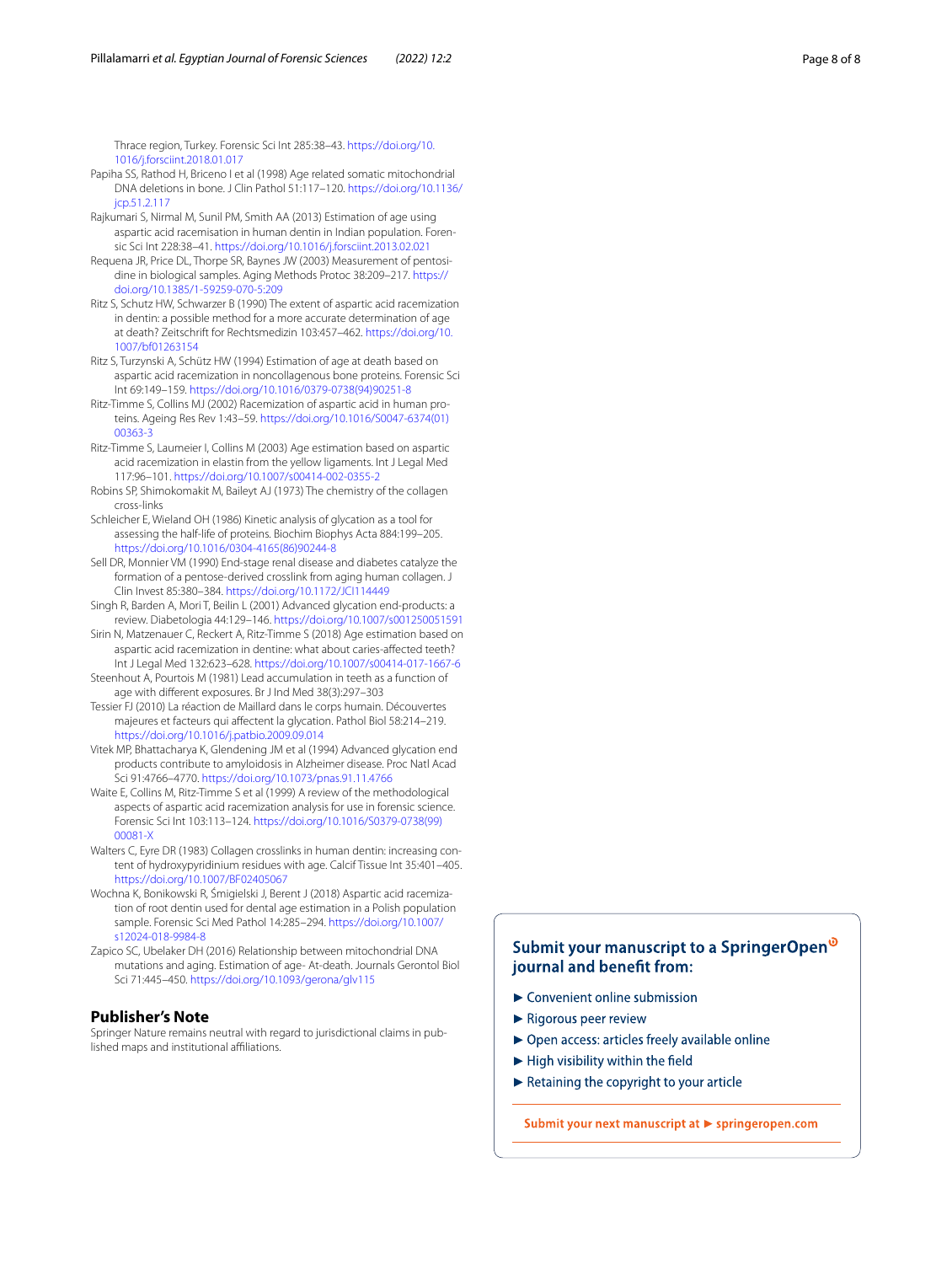Thrace region, Turkey. Forensic Sci Int 285:38–43. https://doi.org/10.1016/j.forsciint.2018.01.017

Papiha SS, Rathod H, Briceno I et al (1998) Age related somatic mitochondrial DNA deletions in bone. J Clin Pathol 51:117–120. https://doi.org/10.1136/jcp.51.2.117

Rajkumari S, Nirmal M, Sunil PM, Smith AA (2013) Estimation of age using aspartic acid racemisation in human dentin in Indian population. Forensic Sci Int 228:38–41. https://doi.org/10.1016/j.forsciint.2013.02.021

Requena JR, Price DL, Thorpe SR, Baynes JW (2003) Measurement of pentosidine in biological samples. Aging Methods Protoc 38:209–217. https://doi.org/10.1385/1-59259-070-5:209

Ritz S, Schutz HW, Schwarzer B (1990) The extent of aspartic acid racemization in dentin: a possible method for a more accurate determination of age at death? Zeitschrift für Rechtsmedizin 103:457–462. https://doi.org/10.1007/bf01263154

Ritz S, Turzynski A, Schütz HW (1994) Estimation of age at death based on aspartic acid racemization in noncollagenous bone proteins. Forensic Sci Int 69:149–159. https://doi.org/10.1016/0379-0738(94)90251-8

Ritz-Timme S, Collins MJ (2002) Racemization of aspartic acid in human proteins. Ageing Res Rev 1:43–59. https://doi.org/10.1016/S0047-6374(01)00363-3

Ritz-Timme S, Laumeier I, Collins M (2003) Age estimation based on aspartic acid racemization in elastin from the yellow ligaments. Int J Legal Med 117:96–101. https://doi.org/10.1007/s00414-002-0355-2

Robins SP, Shimokomakit M, Baileyt AJ (1973) The chemistry of the collagen cross-links

Schleicher E, Wieland OH (1986) Kinetic analysis of glycation as a tool for assessing the half-life of proteins. Biochim Biophys Acta 884:199–205. https://doi.org/10.1016/0304-4165(86)90244-8

Sell DR, Monnier VM (1990) End-stage renal disease and diabetes catalyze the formation of a pentose-derived crosslink from aging human collagen. J Clin Invest 85:380–384. https://doi.org/10.1172/JCI114449

Singh R, Barden A, Mori T, Beilin L (2001) Advanced glycation end-products: a review. Diabetologia 44:129–146. https://doi.org/10.1007/s001250051591

Sirin N, Matzenauer C, Reckert A, Ritz-Timme S (2018) Age estimation based on aspartic acid racemization in dentine: what about caries-affected teeth? Int J Legal Med 132:623–628. https://doi.org/10.1007/s00414-017-1667-6

Steenhout A, Pourtois M (1981) Lead accumulation in teeth as a function of age with different exposures. Br J Ind Med 38(3):297–303

Tessier FJ (2010) La réaction de Maillard dans le corps humain. Découvertes majeures et facteurs qui affectent la glycation. Pathol Biol 58:214–219. https://doi.org/10.1016/j.patbio.2009.09.014

Vitek MP, Bhattacharya K, Glendening JM et al (1994) Advanced glycation end products contribute to amyloidosis in Alzheimer disease. Proc Natl Acad Sci 91:4766–4770. https://doi.org/10.1073/pnas.91.11.4766

Waite E, Collins M, Ritz-Timme S et al (1999) A review of the methodological aspects of aspartic acid racemization analysis for use in forensic science. Forensic Sci Int 103:113–124. https://doi.org/10.1016/S0379-0738(99)00081-X

Walters C, Eyre DR (1983) Collagen crosslinks in human dentin: increasing content of hydroxypyridinium residues with age. Calcif Tissue Int 35:401–405. https://doi.org/10.1007/BF02405067

Wochna K, Bonikowski R, Śmigielski J, Berent J (2018) Aspartic acid racemization of root dentin used for dental age estimation in a Polish population sample. Forensic Sci Med Pathol 14:285–294. https://doi.org/10.1007/s12024-018-9984-8

Zapico SC, Ubelaker DH (2016) Relationship between mitochondrial DNA mutations and aging. Estimation of age- At-death. Journals Gerontol Biol Sci 71:445–450. https://doi.org/10.1093/gerona/glv115

## Publisher's Note

Springer Nature remains neutral with regard to jurisdictional claims in published maps and institutional affiliations.

**Submit your manuscript to a SpringerOpen journal and benefit from:**

- ► Convenient online submission
- ► Rigorous peer review
- ► Open access: articles freely available online
- ► High visibility within the field
- ► Retaining the copyright to your article

**Submit your next manuscript at ► springeropen.com**